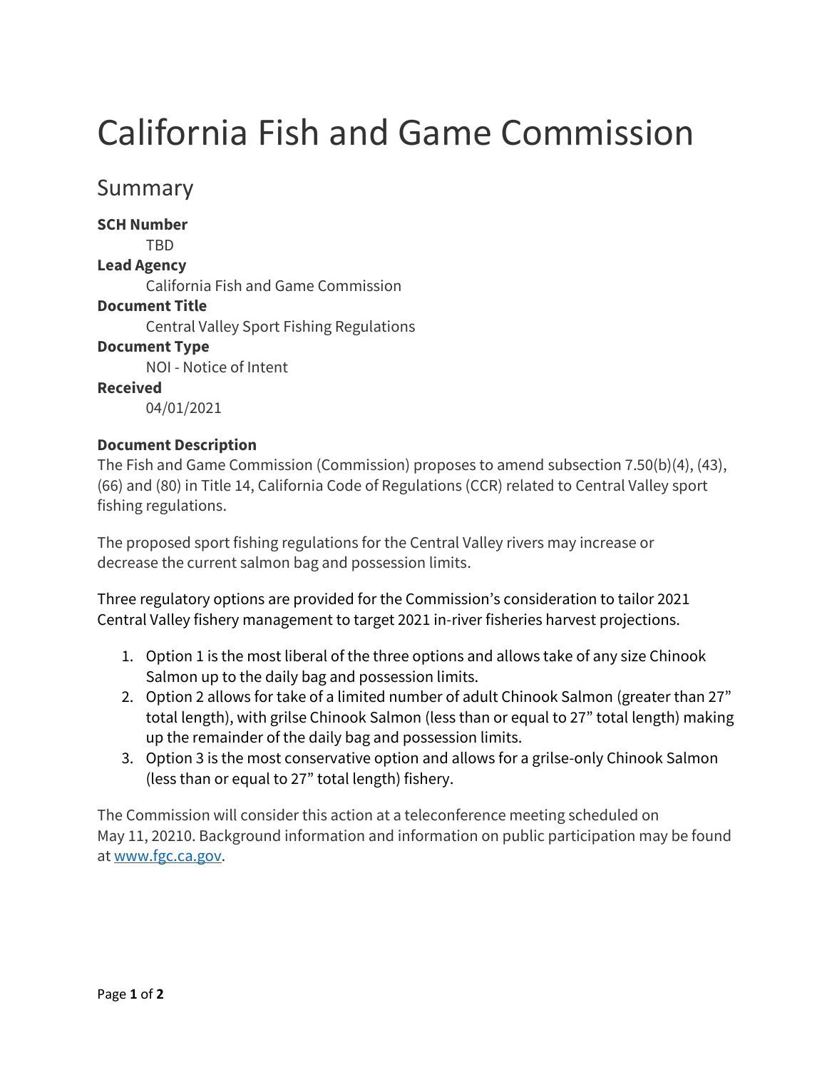# California Fish and Game Commission

## Summary

**SCH Number**
TBD

**Lead Agency**
California Fish and Game Commission

**Document Title**
Central Valley Sport Fishing Regulations

**Document Type**
NOI - Notice of Intent

**Received**
04/01/2021

**Document Description**

The Fish and Game Commission (Commission) proposes to amend subsection 7.50(b)(4), (43), (66) and (80) in Title 14, California Code of Regulations (CCR) related to Central Valley sport fishing regulations.

The proposed sport fishing regulations for the Central Valley rivers may increase or decrease the current salmon bag and possession limits.

Three regulatory options are provided for the Commission's consideration to tailor 2021 Central Valley fishery management to target 2021 in-river fisheries harvest projections.

1. Option 1 is the most liberal of the three options and allows take of any size Chinook Salmon up to the daily bag and possession limits.
2. Option 2 allows for take of a limited number of adult Chinook Salmon (greater than 27" total length), with grilse Chinook Salmon (less than or equal to 27" total length) making up the remainder of the daily bag and possession limits.
3. Option 3 is the most conservative option and allows for a grilse-only Chinook Salmon (less than or equal to 27" total length) fishery.

The Commission will consider this action at a teleconference meeting scheduled on May 11, 20210. Background information and information on public participation may be found at www.fgc.ca.gov.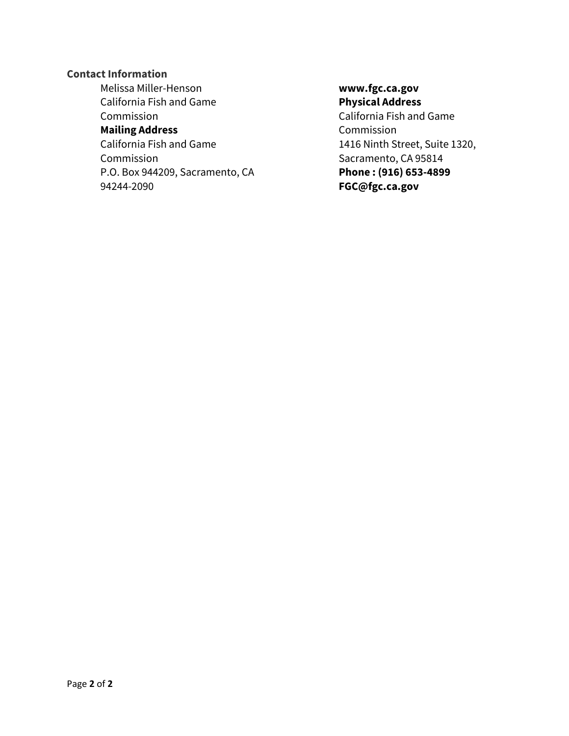**Contact Information**

Melissa Miller-Henson
California Fish and Game Commission

**Mailing Address**
California Fish and Game Commission
P.O. Box 944209, Sacramento, CA 94244-2090

**www.fgc.ca.gov**

**Physical Address**
California Fish and Game Commission
1416 Ninth Street, Suite 1320, Sacramento, CA 95814

**Phone : (916) 653-4899**

**FGC@fgc.ca.gov**